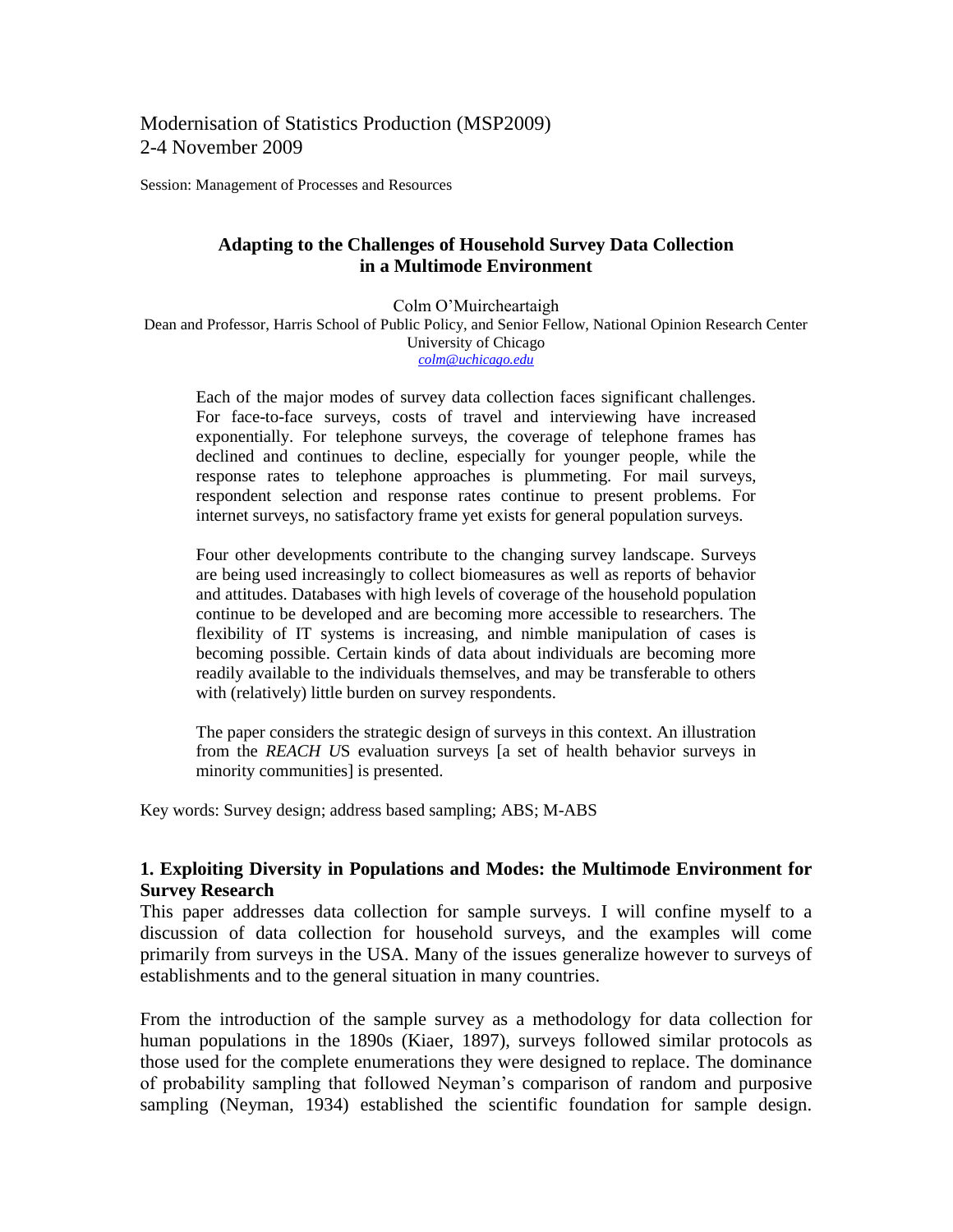Modernisation of Statistics Production (MSP2009)
2-4 November 2009

Session: Management of Processes and Resources

# Adapting to the Challenges of Household Survey Data Collection in a Multimode Environment

Colm O'Muircheartaigh
Dean and Professor, Harris School of Public Policy, and Senior Fellow, National Opinion Research Center
University of Chicago
*colm@uchicago.edu*

> Each of the major modes of survey data collection faces significant challenges. For face-to-face surveys, costs of travel and interviewing have increased exponentially. For telephone surveys, the coverage of telephone frames has declined and continues to decline, especially for younger people, while the response rates to telephone approaches is plummeting. For mail surveys, respondent selection and response rates continue to present problems. For internet surveys, no satisfactory frame yet exists for general population surveys.
>
> Four other developments contribute to the changing survey landscape. Surveys are being used increasingly to collect biomeasures as well as reports of behavior and attitudes. Databases with high levels of coverage of the household population continue to be developed and are becoming more accessible to researchers. The flexibility of IT systems is increasing, and nimble manipulation of cases is becoming possible. Certain kinds of data about individuals are becoming more readily available to the individuals themselves, and may be transferable to others with (relatively) little burden on survey respondents.
>
> The paper considers the strategic design of surveys in this context. An illustration from the *REACH US* evaluation surveys [a set of health behavior surveys in minority communities] is presented.

Key words: Survey design; address based sampling; ABS; M-ABS

## 1. Exploiting Diversity in Populations and Modes: the Multimode Environment for Survey Research

This paper addresses data collection for sample surveys. I will confine myself to a discussion of data collection for household surveys, and the examples will come primarily from surveys in the USA. Many of the issues generalize however to surveys of establishments and to the general situation in many countries.

From the introduction of the sample survey as a methodology for data collection for human populations in the 1890s (Kiaer, 1897), surveys followed similar protocols as those used for the complete enumerations they were designed to replace. The dominance of probability sampling that followed Neyman's comparison of random and purposive sampling (Neyman, 1934) established the scientific foundation for sample design.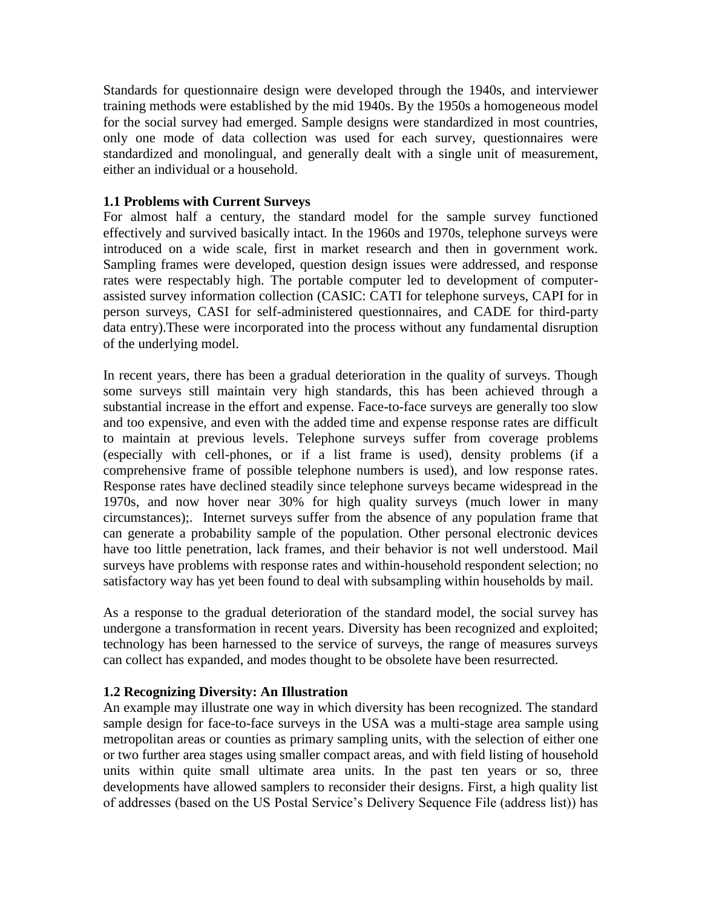Standards for questionnaire design were developed through the 1940s, and interviewer training methods were established by the mid 1940s. By the 1950s a homogeneous model for the social survey had emerged. Sample designs were standardized in most countries, only one mode of data collection was used for each survey, questionnaires were standardized and monolingual, and generally dealt with a single unit of measurement, either an individual or a household.

### 1.1 Problems with Current Surveys

For almost half a century, the standard model for the sample survey functioned effectively and survived basically intact. In the 1960s and 1970s, telephone surveys were introduced on a wide scale, first in market research and then in government work. Sampling frames were developed, question design issues were addressed, and response rates were respectably high. The portable computer led to development of computer-assisted survey information collection (CASIC: CATI for telephone surveys, CAPI for in person surveys, CASI for self-administered questionnaires, and CADE for third-party data entry).These were incorporated into the process without any fundamental disruption of the underlying model.

In recent years, there has been a gradual deterioration in the quality of surveys. Though some surveys still maintain very high standards, this has been achieved through a substantial increase in the effort and expense. Face-to-face surveys are generally too slow and too expensive, and even with the added time and expense response rates are difficult to maintain at previous levels. Telephone surveys suffer from coverage problems (especially with cell-phones, or if a list frame is used), density problems (if a comprehensive frame of possible telephone numbers is used), and low response rates. Response rates have declined steadily since telephone surveys became widespread in the 1970s, and now hover near 30% for high quality surveys (much lower in many circumstances);. Internet surveys suffer from the absence of any population frame that can generate a probability sample of the population. Other personal electronic devices have too little penetration, lack frames, and their behavior is not well understood. Mail surveys have problems with response rates and within-household respondent selection; no satisfactory way has yet been found to deal with subsampling within households by mail.

As a response to the gradual deterioration of the standard model, the social survey has undergone a transformation in recent years. Diversity has been recognized and exploited; technology has been harnessed to the service of surveys, the range of measures surveys can collect has expanded, and modes thought to be obsolete have been resurrected.

### 1.2 Recognizing Diversity: An Illustration

An example may illustrate one way in which diversity has been recognized. The standard sample design for face-to-face surveys in the USA was a multi-stage area sample using metropolitan areas or counties as primary sampling units, with the selection of either one or two further area stages using smaller compact areas, and with field listing of household units within quite small ultimate area units. In the past ten years or so, three developments have allowed samplers to reconsider their designs. First, a high quality list of addresses (based on the US Postal Service's Delivery Sequence File (address list)) has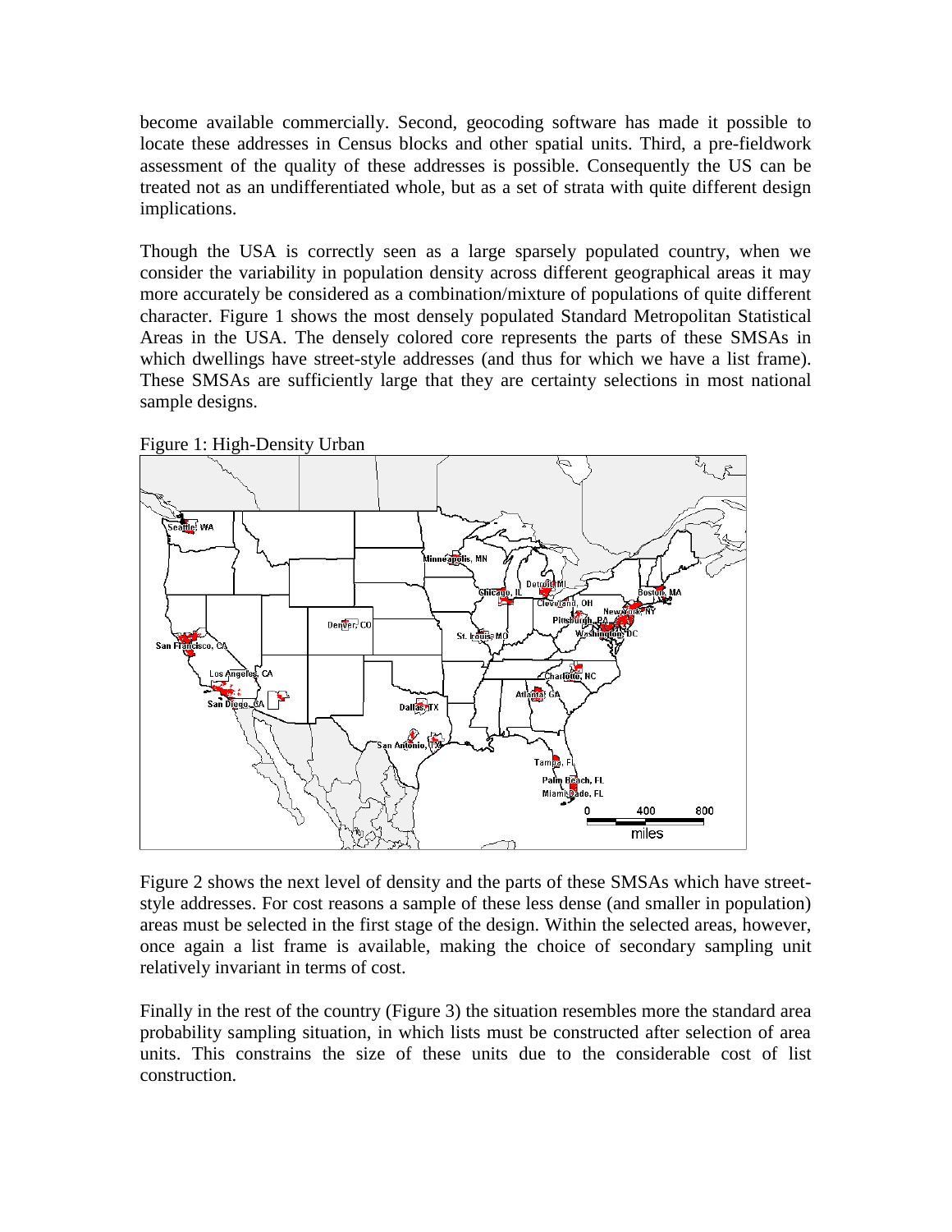become available commercially. Second, geocoding software has made it possible to locate these addresses in Census blocks and other spatial units. Third, a pre-fieldwork assessment of the quality of these addresses is possible. Consequently the US can be treated not as an undifferentiated whole, but as a set of strata with quite different design implications.

Though the USA is correctly seen as a large sparsely populated country, when we consider the variability in population density across different geographical areas it may more accurately be considered as a combination/mixture of populations of quite different character. Figure 1 shows the most densely populated Standard Metropolitan Statistical Areas in the USA. The densely colored core represents the parts of these SMSAs in which dwellings have street-style addresses (and thus for which we have a list frame). These SMSAs are sufficiently large that they are certainty selections in most national sample designs.

Figure 1: High-Density Urban

Figure 2 shows the next level of density and the parts of these SMSAs which have street-style addresses. For cost reasons a sample of these less dense (and smaller in population) areas must be selected in the first stage of the design. Within the selected areas, however, once again a list frame is available, making the choice of secondary sampling unit relatively invariant in terms of cost.

Finally in the rest of the country (Figure 3) the situation resembles more the standard area probability sampling situation, in which lists must be constructed after selection of area units. This constrains the size of these units due to the considerable cost of list construction.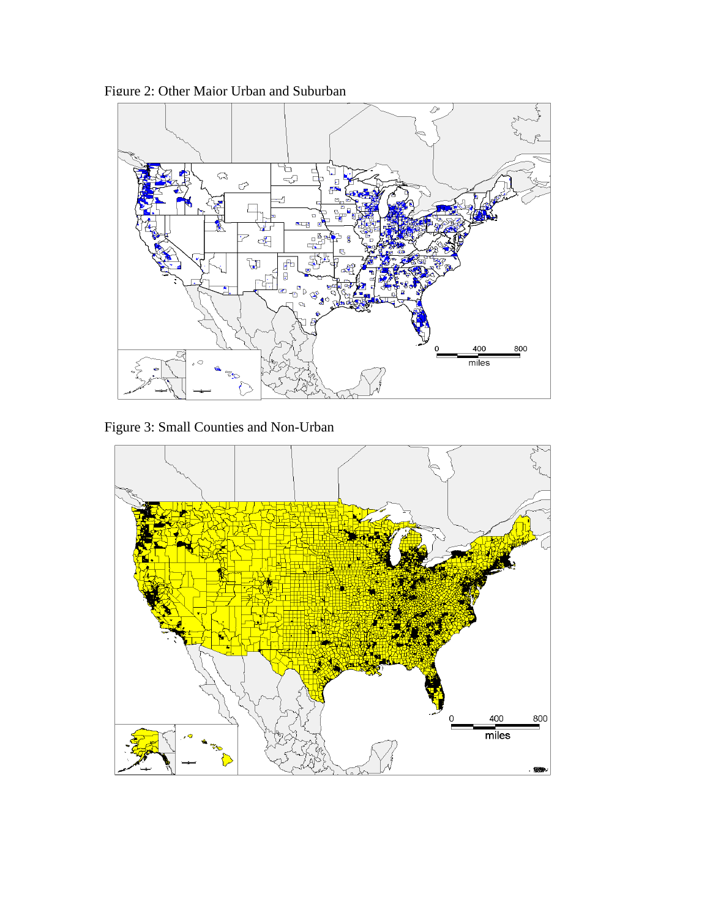Figure 2: Other Major Urban and Suburban

Figure 3: Small Counties and Non-Urban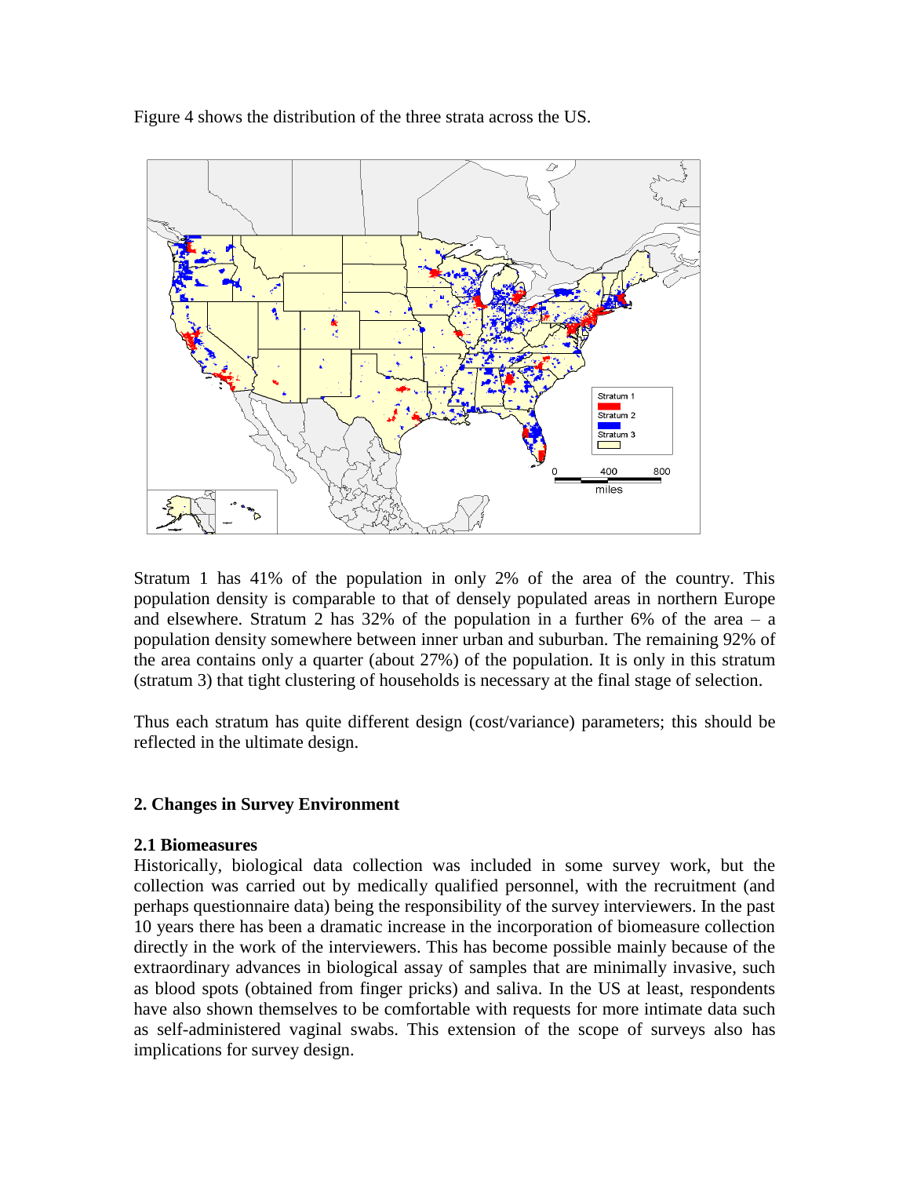Figure 4 shows the distribution of the three strata across the US.

Stratum 1 has 41% of the population in only 2% of the area of the country. This population density is comparable to that of densely populated areas in northern Europe and elsewhere. Stratum 2 has 32% of the population in a further 6% of the area – a population density somewhere between inner urban and suburban. The remaining 92% of the area contains only a quarter (about 27%) of the population. It is only in this stratum (stratum 3) that tight clustering of households is necessary at the final stage of selection.

Thus each stratum has quite different design (cost/variance) parameters; this should be reflected in the ultimate design.

## 2. Changes in Survey Environment

### 2.1 Biomeasures

Historically, biological data collection was included in some survey work, but the collection was carried out by medically qualified personnel, with the recruitment (and perhaps questionnaire data) being the responsibility of the survey interviewers. In the past 10 years there has been a dramatic increase in the incorporation of biomeasure collection directly in the work of the interviewers. This has become possible mainly because of the extraordinary advances in biological assay of samples that are minimally invasive, such as blood spots (obtained from finger pricks) and saliva. In the US at least, respondents have also shown themselves to be comfortable with requests for more intimate data such as self-administered vaginal swabs. This extension of the scope of surveys also has implications for survey design.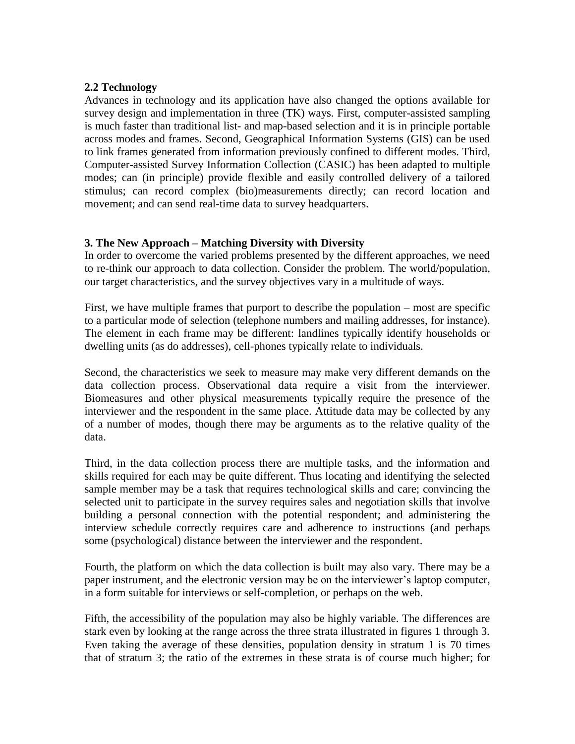## 2.2 Technology

Advances in technology and its application have also changed the options available for survey design and implementation in three (TK) ways. First, computer-assisted sampling is much faster than traditional list- and map-based selection and it is in principle portable across modes and frames. Second, Geographical Information Systems (GIS) can be used to link frames generated from information previously confined to different modes. Third, Computer-assisted Survey Information Collection (CASIC) has been adapted to multiple modes; can (in principle) provide flexible and easily controlled delivery of a tailored stimulus; can record complex (bio)measurements directly; can record location and movement; and can send real-time data to survey headquarters.

## 3. The New Approach – Matching Diversity with Diversity

In order to overcome the varied problems presented by the different approaches, we need to re-think our approach to data collection. Consider the problem. The world/population, our target characteristics, and the survey objectives vary in a multitude of ways.

First, we have multiple frames that purport to describe the population – most are specific to a particular mode of selection (telephone numbers and mailing addresses, for instance). The element in each frame may be different: landlines typically identify households or dwelling units (as do addresses), cell-phones typically relate to individuals.

Second, the characteristics we seek to measure may make very different demands on the data collection process. Observational data require a visit from the interviewer. Biomeasures and other physical measurements typically require the presence of the interviewer and the respondent in the same place. Attitude data may be collected by any of a number of modes, though there may be arguments as to the relative quality of the data.

Third, in the data collection process there are multiple tasks, and the information and skills required for each may be quite different. Thus locating and identifying the selected sample member may be a task that requires technological skills and care; convincing the selected unit to participate in the survey requires sales and negotiation skills that involve building a personal connection with the potential respondent; and administering the interview schedule correctly requires care and adherence to instructions (and perhaps some (psychological) distance between the interviewer and the respondent.

Fourth, the platform on which the data collection is built may also vary. There may be a paper instrument, and the electronic version may be on the interviewer's laptop computer, in a form suitable for interviews or self-completion, or perhaps on the web.

Fifth, the accessibility of the population may also be highly variable. The differences are stark even by looking at the range across the three strata illustrated in figures 1 through 3. Even taking the average of these densities, population density in stratum 1 is 70 times that of stratum 3; the ratio of the extremes in these strata is of course much higher; for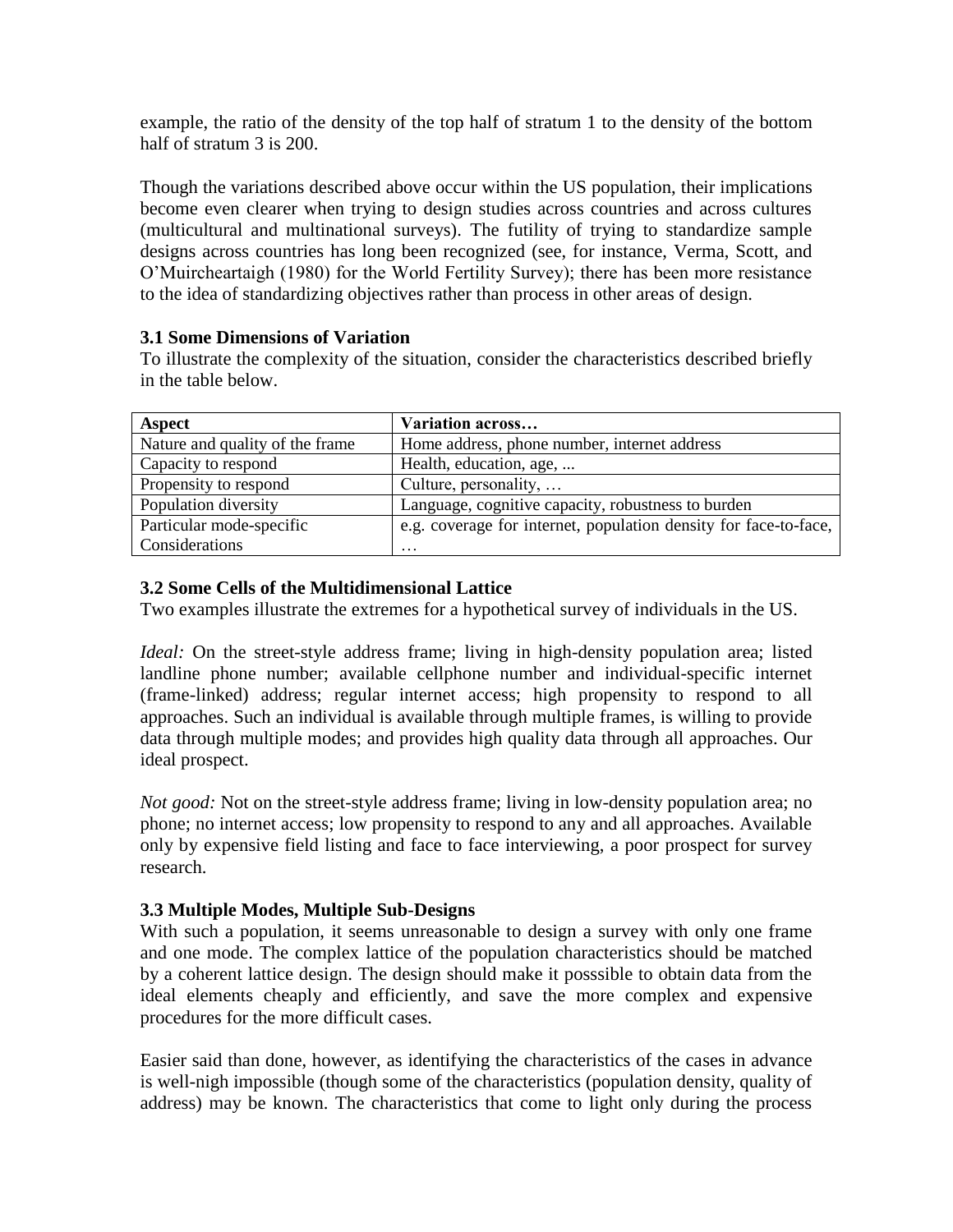example, the ratio of the density of the top half of stratum 1 to the density of the bottom half of stratum 3 is 200.

Though the variations described above occur within the US population, their implications become even clearer when trying to design studies across countries and across cultures (multicultural and multinational surveys). The futility of trying to standardize sample designs across countries has long been recognized (see, for instance, Verma, Scott, and O'Muircheartaigh (1980) for the World Fertility Survey); there has been more resistance to the idea of standardizing objectives rather than process in other areas of design.

### 3.1 Some Dimensions of Variation

To illustrate the complexity of the situation, consider the characteristics described briefly in the table below.

| Aspect | Variation across… |
|---|---|
| Nature and quality of the frame | Home address, phone number, internet address |
| Capacity to respond | Health, education, age, ... |
| Propensity to respond | Culture, personality, … |
| Population diversity | Language, cognitive capacity, robustness to burden |
| Particular mode-specific Considerations | e.g. coverage for internet, population density for face-to-face, … |

### 3.2 Some Cells of the Multidimensional Lattice

Two examples illustrate the extremes for a hypothetical survey of individuals in the US.

*Ideal:* On the street-style address frame; living in high-density population area; listed landline phone number; available cellphone number and individual-specific internet (frame-linked) address; regular internet access; high propensity to respond to all approaches. Such an individual is available through multiple frames, is willing to provide data through multiple modes; and provides high quality data through all approaches. Our ideal prospect.

*Not good:* Not on the street-style address frame; living in low-density population area; no phone; no internet access; low propensity to respond to any and all approaches. Available only by expensive field listing and face to face interviewing, a poor prospect for survey research.

### 3.3 Multiple Modes, Multiple Sub-Designs

With such a population, it seems unreasonable to design a survey with only one frame and one mode. The complex lattice of the population characteristics should be matched by a coherent lattice design. The design should make it posssible to obtain data from the ideal elements cheaply and efficiently, and save the more complex and expensive procedures for the more difficult cases.

Easier said than done, however, as identifying the characteristics of the cases in advance is well-nigh impossible (though some of the characteristics (population density, quality of address) may be known. The characteristics that come to light only during the process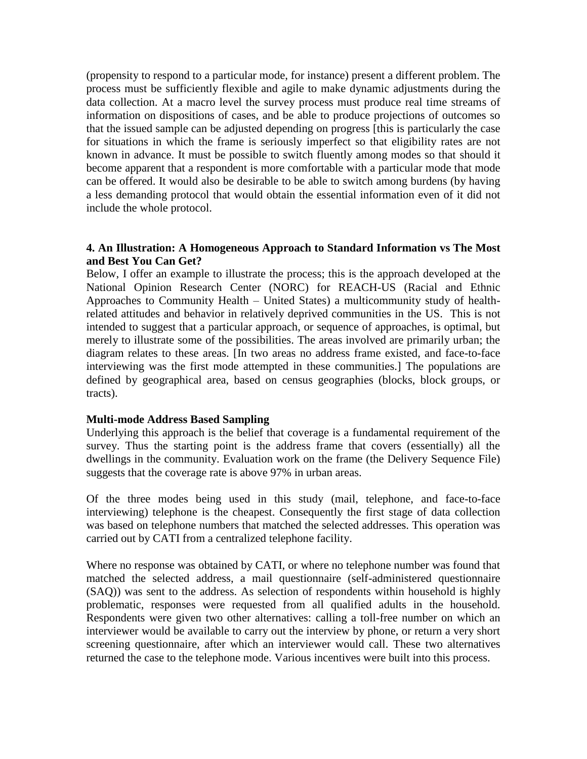(propensity to respond to a particular mode, for instance) present a different problem. The process must be sufficiently flexible and agile to make dynamic adjustments during the data collection. At a macro level the survey process must produce real time streams of information on dispositions of cases, and be able to produce projections of outcomes so that the issued sample can be adjusted depending on progress [this is particularly the case for situations in which the frame is seriously imperfect so that eligibility rates are not known in advance. It must be possible to switch fluently among modes so that should it become apparent that a respondent is more comfortable with a particular mode that mode can be offered. It would also be desirable to be able to switch among burdens (by having a less demanding protocol that would obtain the essential information even of it did not include the whole protocol.

### 4. An Illustration: A Homogeneous Approach to Standard Information vs The Most and Best You Can Get?

Below, I offer an example to illustrate the process; this is the approach developed at the National Opinion Research Center (NORC) for REACH-US (Racial and Ethnic Approaches to Community Health – United States) a multicommunity study of health-related attitudes and behavior in relatively deprived communities in the US. This is not intended to suggest that a particular approach, or sequence of approaches, is optimal, but merely to illustrate some of the possibilities. The areas involved are primarily urban; the diagram relates to these areas. [In two areas no address frame existed, and face-to-face interviewing was the first mode attempted in these communities.] The populations are defined by geographical area, based on census geographies (blocks, block groups, or tracts).

**Multi-mode Address Based Sampling**

Underlying this approach is the belief that coverage is a fundamental requirement of the survey. Thus the starting point is the address frame that covers (essentially) all the dwellings in the community. Evaluation work on the frame (the Delivery Sequence File) suggests that the coverage rate is above 97% in urban areas.

Of the three modes being used in this study (mail, telephone, and face-to-face interviewing) telephone is the cheapest. Consequently the first stage of data collection was based on telephone numbers that matched the selected addresses. This operation was carried out by CATI from a centralized telephone facility.

Where no response was obtained by CATI, or where no telephone number was found that matched the selected address, a mail questionnaire (self-administered questionnaire (SAQ)) was sent to the address. As selection of respondents within household is highly problematic, responses were requested from all qualified adults in the household. Respondents were given two other alternatives: calling a toll-free number on which an interviewer would be available to carry out the interview by phone, or return a very short screening questionnaire, after which an interviewer would call. These two alternatives returned the case to the telephone mode. Various incentives were built into this process.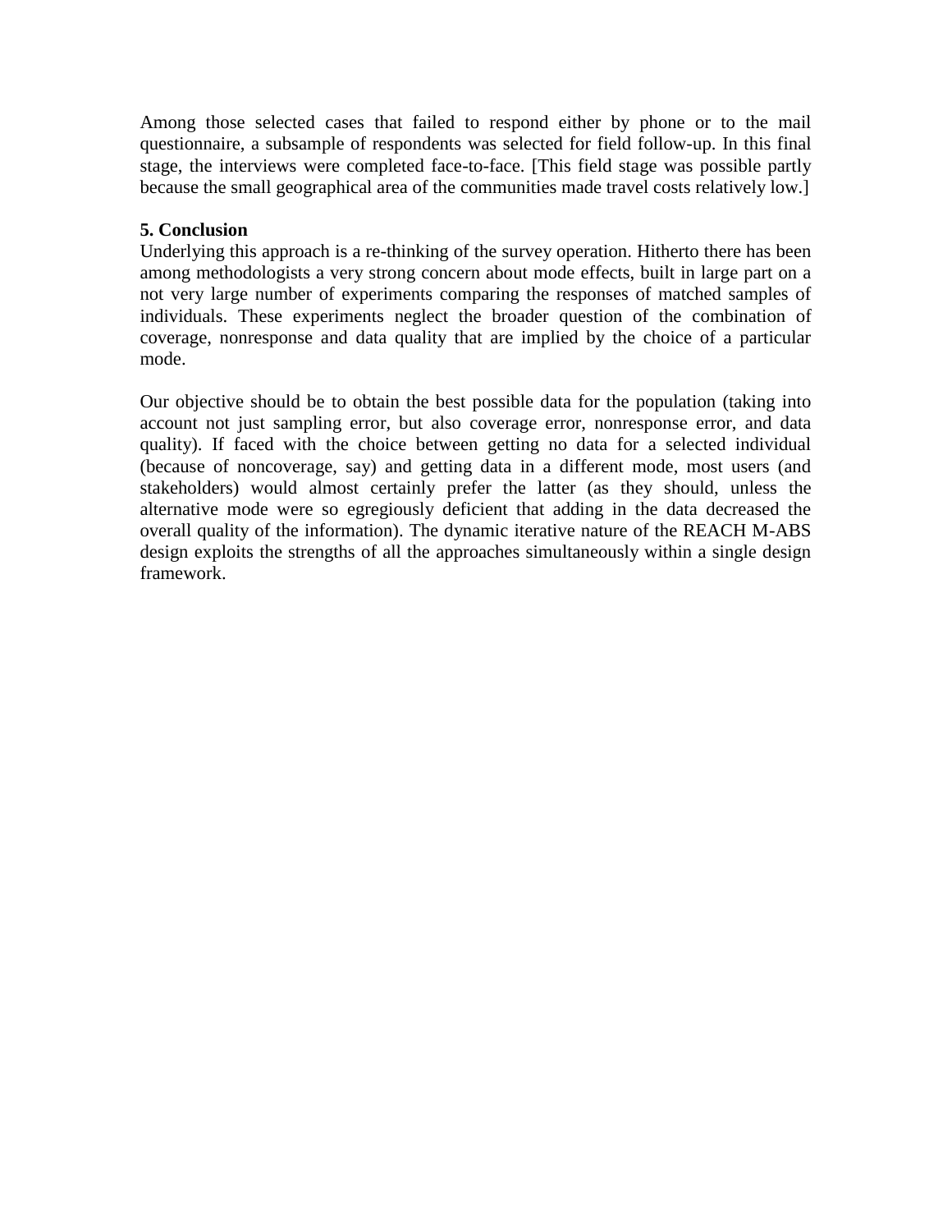Among those selected cases that failed to respond either by phone or to the mail questionnaire, a subsample of respondents was selected for field follow-up. In this final stage, the interviews were completed face-to-face. [This field stage was possible partly because the small geographical area of the communities made travel costs relatively low.]

### 5. Conclusion

Underlying this approach is a re-thinking of the survey operation. Hitherto there has been among methodologists a very strong concern about mode effects, built in large part on a not very large number of experiments comparing the responses of matched samples of individuals. These experiments neglect the broader question of the combination of coverage, nonresponse and data quality that are implied by the choice of a particular mode.

Our objective should be to obtain the best possible data for the population (taking into account not just sampling error, but also coverage error, nonresponse error, and data quality). If faced with the choice between getting no data for a selected individual (because of noncoverage, say) and getting data in a different mode, most users (and stakeholders) would almost certainly prefer the latter (as they should, unless the alternative mode were so egregiously deficient that adding in the data decreased the overall quality of the information). The dynamic iterative nature of the REACH M-ABS design exploits the strengths of all the approaches simultaneously within a single design framework.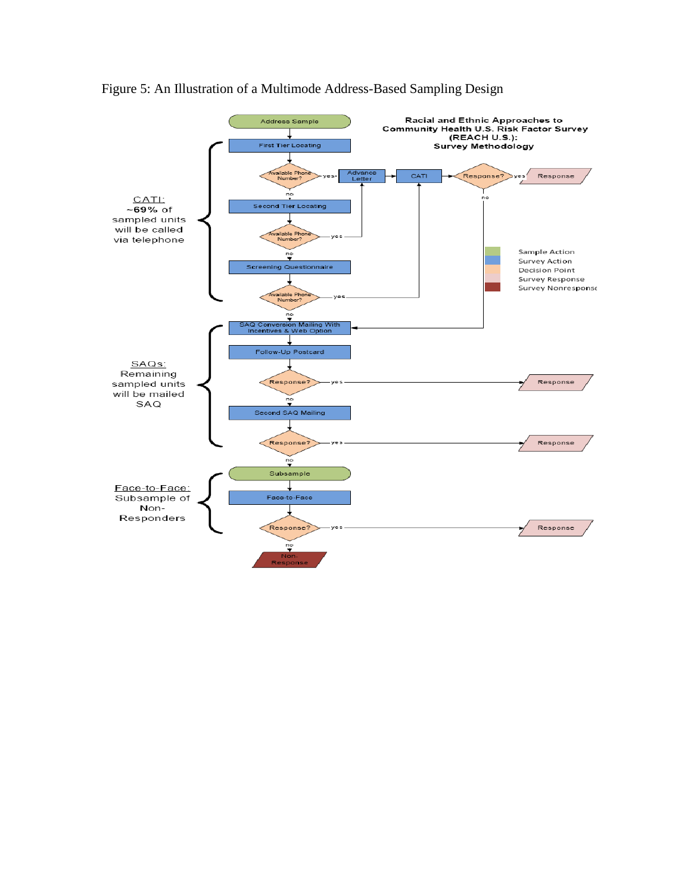Figure 5: An Illustration of a Multimode Address-Based Sampling Design

Racial and Ethnic Approaches to
Community Health U.S. Risk Factor Survey
(REACH U.S.):
Survey Methodology

CATI:
~69% of
sampled units
will be called
via telephone

SAQs:
Remaining
sampled units
will be mailed
SAQ

Face-to-Face:
Subsample of
Non-
Responders

Address Sample

First Tier Locating

Available Phone Number?

yes

no

Advance Letter

CATI

Response?

Response

Second Tier Locating

Screening Questionnaire

SAQ Conversion Mailing With Incentives & Web Option

Follow-Up Postcard

Second SAQ Mailing

Subsample

Face-to-Face

Non-Response

Sample Action
Survey Action
Decision Point
Survey Response
Survey Nonresponse